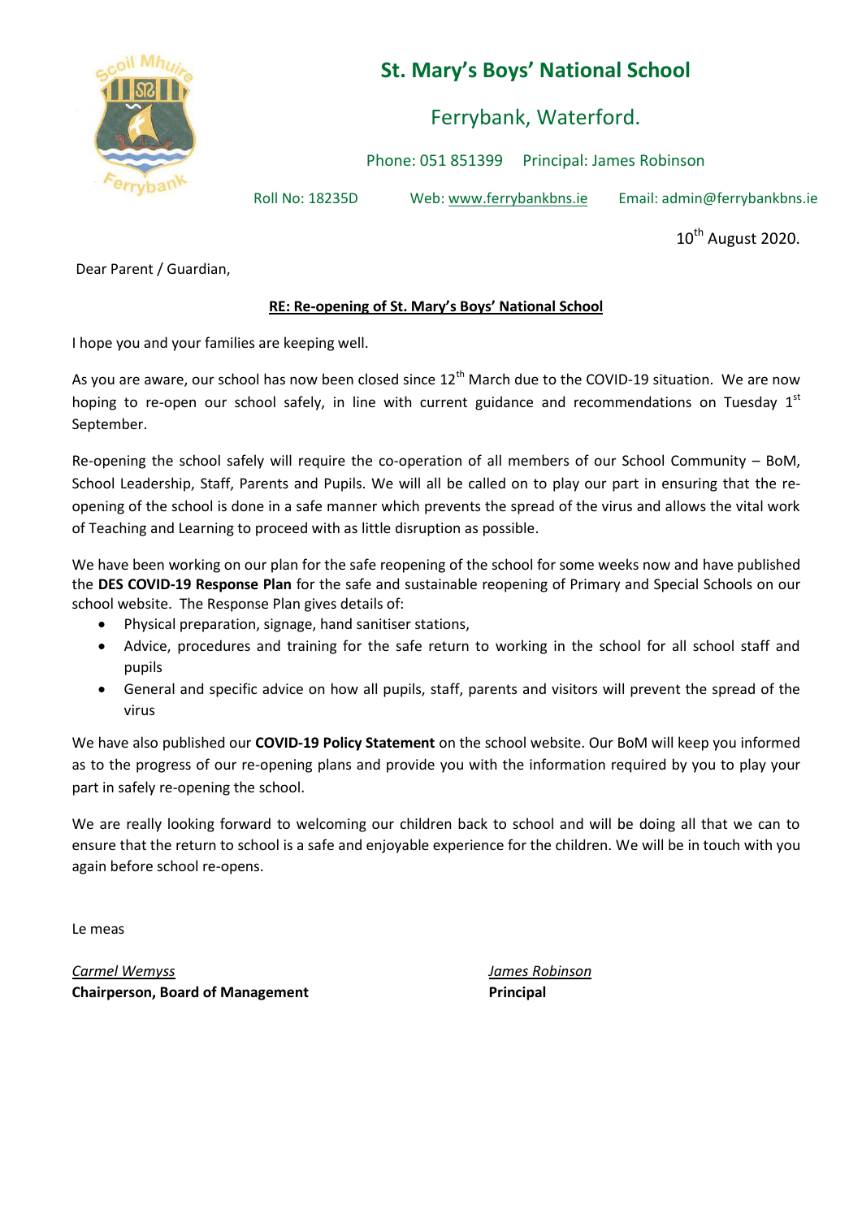# St. Mary's Boys' National School

## Ferrybank, Waterford.

Phone: 051 851399 Principal: James Robinson

Roll No: 18235D Web: www.ferrybankbns.ie Email: admin@ferrybankbns.ie

10th August 2020.

Dear Parent / Guardian,

**RE: Re-opening of St. Mary's Boys' National School**

I hope you and your families are keeping well.

As you are aware, our school has now been closed since 12th March due to the COVID-19 situation. We are now hoping to re-open our school safely, in line with current guidance and recommendations on Tuesday 1st September.

Re-opening the school safely will require the co-operation of all members of our School Community – BoM, School Leadership, Staff, Parents and Pupils. We will all be called on to play our part in ensuring that the re-opening of the school is done in a safe manner which prevents the spread of the virus and allows the vital work of Teaching and Learning to proceed with as little disruption as possible.

We have been working on our plan for the safe reopening of the school for some weeks now and have published the **DES COVID-19 Response Plan** for the safe and sustainable reopening of Primary and Special Schools on our school website. The Response Plan gives details of:

- Physical preparation, signage, hand sanitiser stations,
- Advice, procedures and training for the safe return to working in the school for all school staff and pupils
- General and specific advice on how all pupils, staff, parents and visitors will prevent the spread of the virus

We have also published our **COVID-19 Policy Statement** on the school website. Our BoM will keep you informed as to the progress of our re-opening plans and provide you with the information required by you to play your part in safely re-opening the school.

We are really looking forward to welcoming our children back to school and will be doing all that we can to ensure that the return to school is a safe and enjoyable experience for the children. We will be in touch with you again before school re-opens.

Le meas

*Carmel Wemyss*
**Chairperson, Board of Management**

*James Robinson*
**Principal**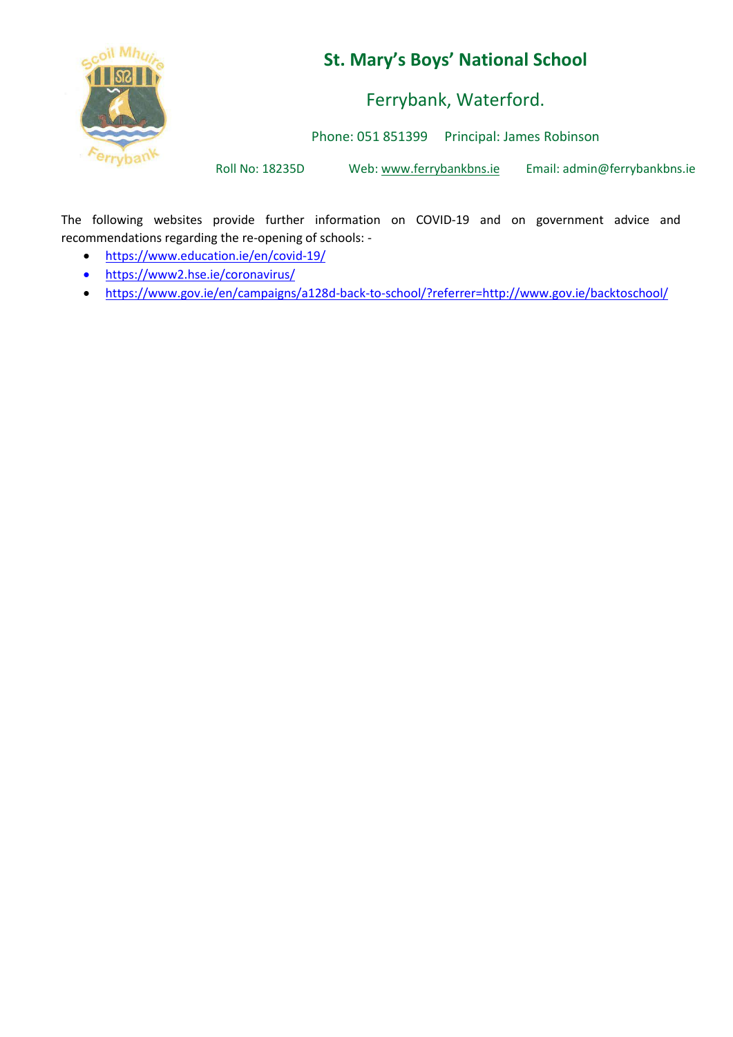# St. Mary's Boys' National School

Ferrybank, Waterford.

Phone: 051 851399 Principal: James Robinson

Roll No: 18235D Web: www.ferrybankbns.ie Email: admin@ferrybankbns.ie

The following websites provide further information on COVID-19 and on government advice and recommendations regarding the re-opening of schools: -

- https://www.education.ie/en/covid-19/
- https://www2.hse.ie/coronavirus/
- https://www.gov.ie/en/campaigns/a128d-back-to-school/?referrer=http://www.gov.ie/backtoschool/